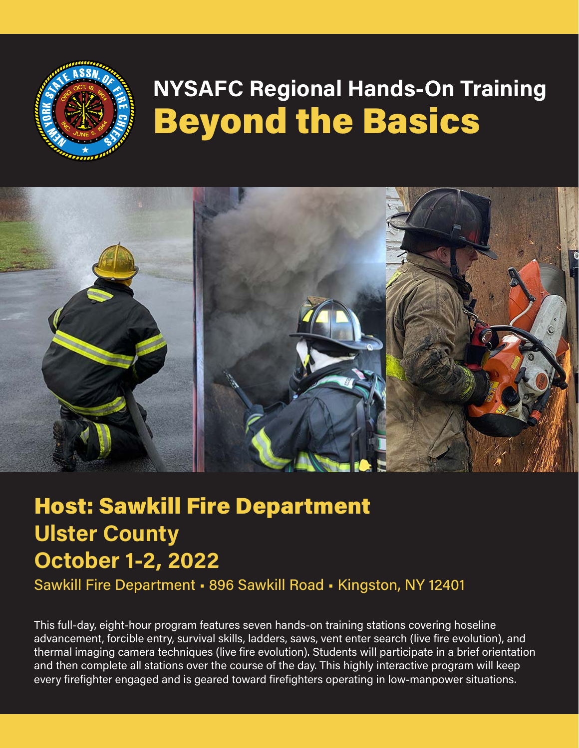# NYSAFC Regional Hands-On Training

# Beyond the Basics

## Host: Sawkill Fire Department

## Ulster County

## October 1-2, 2022

Sawkill Fire Department ▪ 896 Sawkill Road ▪ Kingston, NY 12401

This full-day, eight-hour program features seven hands-on training stations covering hoseline advancement, forcible entry, survival skills, ladders, saws, vent enter search (live fire evolution), and thermal imaging camera techniques (live fire evolution). Students will participate in a brief orientation and then complete all stations over the course of the day. This highly interactive program will keep every firefighter engaged and is geared toward firefighters operating in low-manpower situations.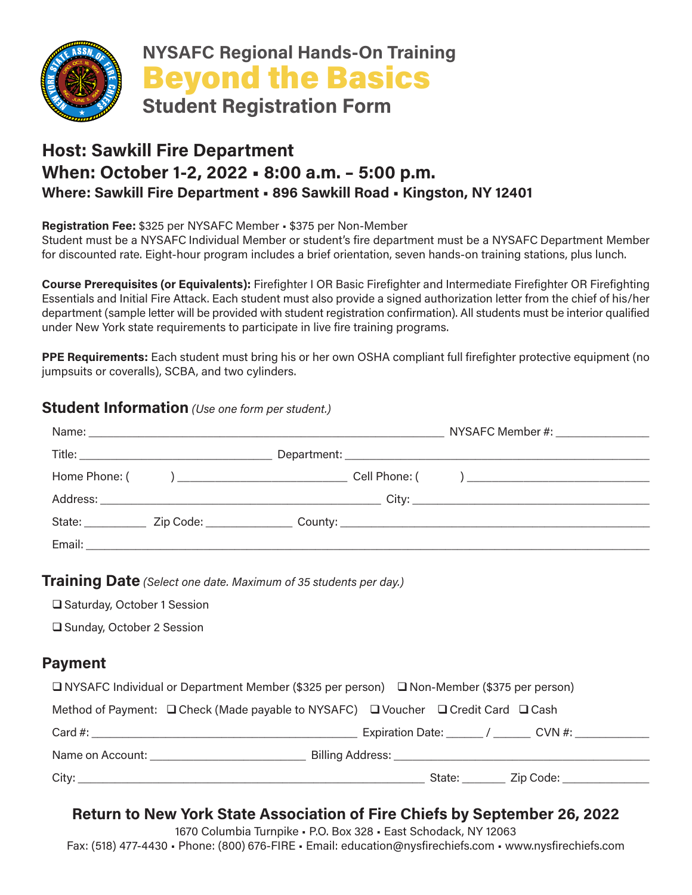# NYSAFC Regional Hands-On Training

# Beyond the Basics

## Student Registration Form

### Host: Sawkill Fire Department
### When: October 1-2, 2022 ▪ 8:00 a.m. – 5:00 p.m.
**Where: Sawkill Fire Department ▪ 896 Sawkill Road ▪ Kingston, NY 12401**

**Registration Fee:** $325 per NYSAFC Member ▪ $375 per Non-Member
Student must be a NYSAFC Individual Member or student's fire department must be a NYSAFC Department Member for discounted rate. Eight-hour program includes a brief orientation, seven hands-on training stations, plus lunch.

**Course Prerequisites (or Equivalents):** Firefighter I OR Basic Firefighter and Intermediate Firefighter OR Firefighting Essentials and Initial Fire Attack. Each student must also provide a signed authorization letter from the chief of his/her department (sample letter will be provided with student registration confirmation). All students must be interior qualified under New York state requirements to participate in live fire training programs.

**PPE Requirements:** Each student must bring his or her own OSHA compliant full firefighter protective equipment (no jumpsuits or coveralls), SCBA, and two cylinders.

## Student Information *(Use one form per student.)*

Name: ______________________________ NYSAFC Member #: ______________

Title: ______________________ Department: ______________________________

Home Phone: (      ) ____________________ Cell Phone: (      ) ____________________

Address: ______________________________ City: ______________________________

State: ________ Zip Code: __________ County: ______________________________

Email: ____________________________________________________________

## Training Date *(Select one date. Maximum of 35 students per day.)*

- ❑ Saturday, October 1 Session
- ❑ Sunday, October 2 Session

## Payment

❑ NYSAFC Individual or Department Member ($325 per person)  ❑ Non-Member ($375 per person)

Method of Payment: ❑ Check (Made payable to NYSAFC) ❑ Voucher ❑ Credit Card ❑ Cash

Card #: ______________________________ Expiration Date: _____ / _____ CVN #: __________

Name on Account: ____________________ Billing Address: ______________________________

City: ______________________________ State: ______ Zip Code: ____________

### Return to New York State Association of Fire Chiefs by September 26, 2022

1670 Columbia Turnpike ▪ P.O. Box 328 ▪ East Schodack, NY 12063
Fax: (518) 477-4430 ▪ Phone: (800) 676-FIRE ▪ Email: education@nysfirechiefs.com ▪ www.nysfirechiefs.com